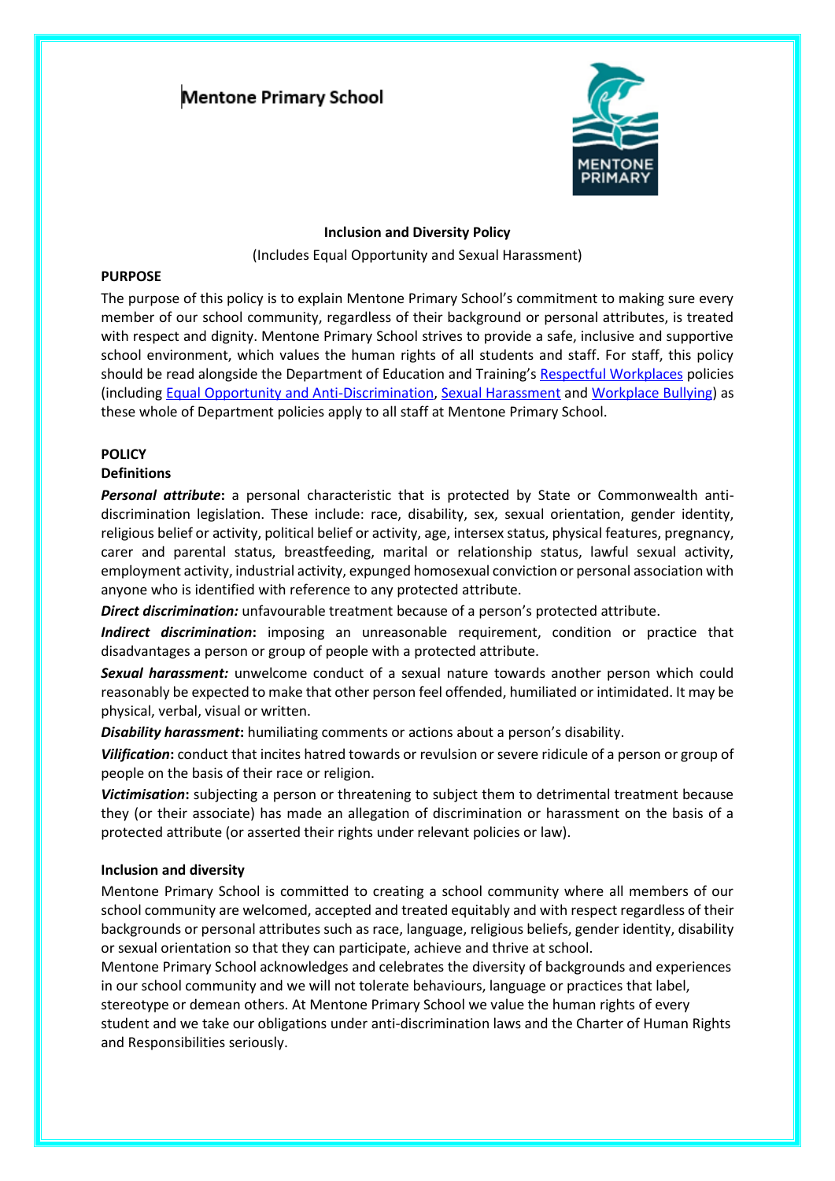# Mentone Primary School

## Inclusion and Diversity Policy

(Includes Equal Opportunity and Sexual Harassment)

## PURPOSE

The purpose of this policy is to explain Mentone Primary School's commitment to making sure every member of our school community, regardless of their background or personal attributes, is treated with respect and dignity. Mentone Primary School strives to provide a safe, inclusive and supportive school environment, which values the human rights of all students and staff. For staff, this policy should be read alongside the Department of Education and Training's Respectful Workplaces policies (including Equal Opportunity and Anti-Discrimination, Sexual Harassment and Workplace Bullying) as these whole of Department policies apply to all staff at Mentone Primary School.

## POLICY

### Definitions

***Personal attribute*****:** a personal characteristic that is protected by State or Commonwealth anti-discrimination legislation. These include: race, disability, sex, sexual orientation, gender identity, religious belief or activity, political belief or activity, age, intersex status, physical features, pregnancy, carer and parental status, breastfeeding, marital or relationship status, lawful sexual activity, employment activity, industrial activity, expunged homosexual conviction or personal association with anyone who is identified with reference to any protected attribute.

***Direct discrimination:*** unfavourable treatment because of a person's protected attribute.

***Indirect discrimination*****:** imposing an unreasonable requirement, condition or practice that disadvantages a person or group of people with a protected attribute.

***Sexual harassment:*** unwelcome conduct of a sexual nature towards another person which could reasonably be expected to make that other person feel offended, humiliated or intimidated. It may be physical, verbal, visual or written.

***Disability harassment*****:** humiliating comments or actions about a person's disability.

***Vilification*****:** conduct that incites hatred towards or revulsion or severe ridicule of a person or group of people on the basis of their race or religion.

***Victimisation*****:** subjecting a person or threatening to subject them to detrimental treatment because they (or their associate) has made an allegation of discrimination or harassment on the basis of a protected attribute (or asserted their rights under relevant policies or law).

### Inclusion and diversity

Mentone Primary School is committed to creating a school community where all members of our school community are welcomed, accepted and treated equitably and with respect regardless of their backgrounds or personal attributes such as race, language, religious beliefs, gender identity, disability or sexual orientation so that they can participate, achieve and thrive at school.

Mentone Primary School acknowledges and celebrates the diversity of backgrounds and experiences in our school community and we will not tolerate behaviours, language or practices that label, stereotype or demean others. At Mentone Primary School we value the human rights of every student and we take our obligations under anti-discrimination laws and the Charter of Human Rights and Responsibilities seriously.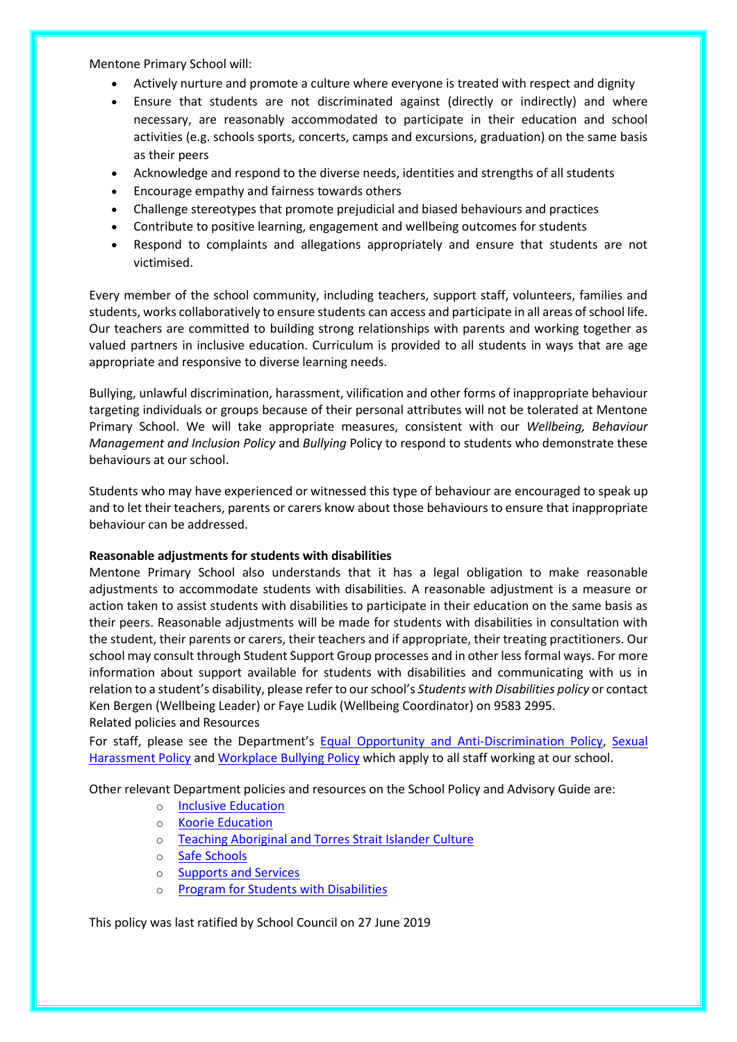Mentone Primary School will:

- Actively nurture and promote a culture where everyone is treated with respect and dignity
- Ensure that students are not discriminated against (directly or indirectly) and where necessary, are reasonably accommodated to participate in their education and school activities (e.g. schools sports, concerts, camps and excursions, graduation) on the same basis as their peers
- Acknowledge and respond to the diverse needs, identities and strengths of all students
- Encourage empathy and fairness towards others
- Challenge stereotypes that promote prejudicial and biased behaviours and practices
- Contribute to positive learning, engagement and wellbeing outcomes for students
- Respond to complaints and allegations appropriately and ensure that students are not victimised.

Every member of the school community, including teachers, support staff, volunteers, families and students, works collaboratively to ensure students can access and participate in all areas of school life. Our teachers are committed to building strong relationships with parents and working together as valued partners in inclusive education. Curriculum is provided to all students in ways that are age appropriate and responsive to diverse learning needs.

Bullying, unlawful discrimination, harassment, vilification and other forms of inappropriate behaviour targeting individuals or groups because of their personal attributes will not be tolerated at Mentone Primary School. We will take appropriate measures, consistent with our *Wellbeing, Behaviour Management and Inclusion Policy* and *Bullying* Policy to respond to students who demonstrate these behaviours at our school.

Students who may have experienced or witnessed this type of behaviour are encouraged to speak up and to let their teachers, parents or carers know about those behaviours to ensure that inappropriate behaviour can be addressed.

**Reasonable adjustments for students with disabilities**

Mentone Primary School also understands that it has a legal obligation to make reasonable adjustments to accommodate students with disabilities. A reasonable adjustment is a measure or action taken to assist students with disabilities to participate in their education on the same basis as their peers. Reasonable adjustments will be made for students with disabilities in consultation with the student, their parents or carers, their teachers and if appropriate, their treating practitioners. Our school may consult through Student Support Group processes and in other less formal ways. For more information about support available for students with disabilities and communicating with us in relation to a student's disability, please refer to our school's *Students with Disabilities policy* or contact Ken Bergen (Wellbeing Leader) or Faye Ludik (Wellbeing Coordinator) on 9583 2995.

Related policies and Resources

For staff, please see the Department's Equal Opportunity and Anti-Discrimination Policy, Sexual Harassment Policy and Workplace Bullying Policy which apply to all staff working at our school.

Other relevant Department policies and resources on the School Policy and Advisory Guide are:

- Inclusive Education
- Koorie Education
- Teaching Aboriginal and Torres Strait Islander Culture
- Safe Schools
- Supports and Services
- Program for Students with Disabilities

This policy was last ratified by School Council on 27 June 2019